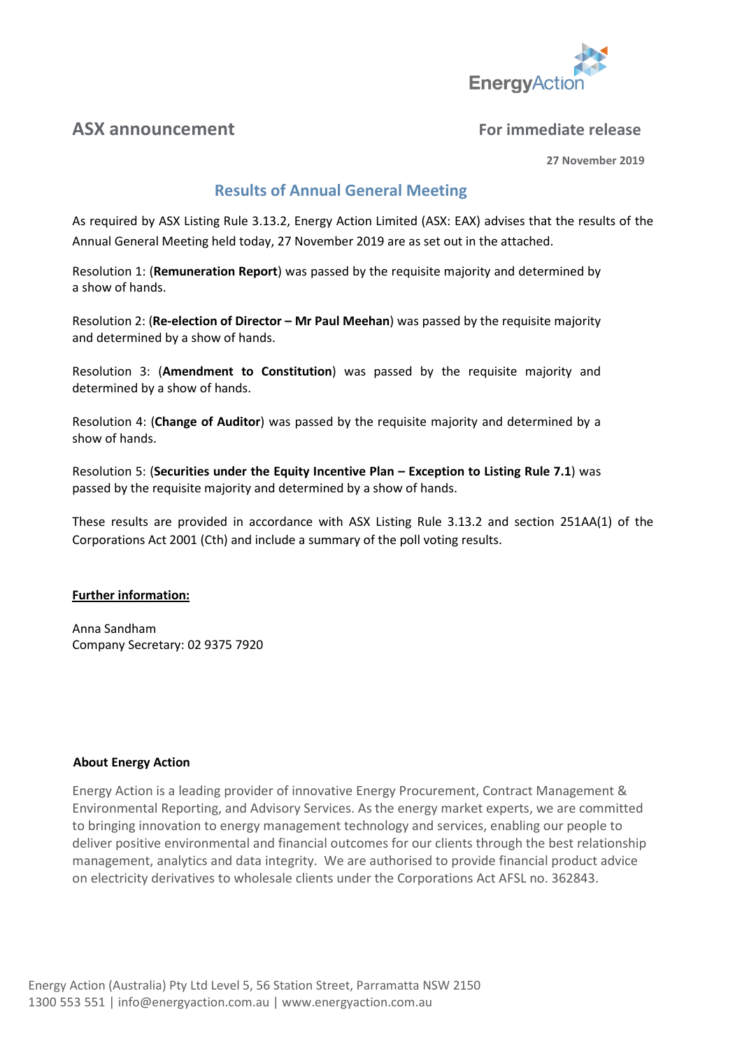## ASX announcement

**For immediate release**

**27 November 2019**

# Results of Annual General Meeting

As required by ASX Listing Rule 3.13.2, Energy Action Limited (ASX: EAX) advises that the results of the Annual General Meeting held today, 27 November 2019 are as set out in the attached.

Resolution 1: (**Remuneration Report**) was passed by the requisite majority and determined by a show of hands.

Resolution 2: (**Re-election of Director – Mr Paul Meehan**) was passed by the requisite majority and determined by a show of hands.

Resolution 3: (**Amendment to Constitution**) was passed by the requisite majority and determined by a show of hands.

Resolution 4: (**Change of Auditor**) was passed by the requisite majority and determined by a show of hands.

Resolution 5: (**Securities under the Equity Incentive Plan – Exception to Listing Rule 7.1**) was passed by the requisite majority and determined by a show of hands.

These results are provided in accordance with ASX Listing Rule 3.13.2 and section 251AA(1) of the Corporations Act 2001 (Cth) and include a summary of the poll voting results.

**Further information:**

Anna Sandham
Company Secretary: 02 9375 7920

**About Energy Action**

Energy Action is a leading provider of innovative Energy Procurement, Contract Management & Environmental Reporting, and Advisory Services. As the energy market experts, we are committed to bringing innovation to energy management technology and services, enabling our people to deliver positive environmental and financial outcomes for our clients through the best relationship management, analytics and data integrity. We are authorised to provide financial product advice on electricity derivatives to wholesale clients under the Corporations Act AFSL no. 362843.

Energy Action (Australia) Pty Ltd Level 5, 56 Station Street, Parramatta NSW 2150
1300 553 551 | info@energyaction.com.au | www.energyaction.com.au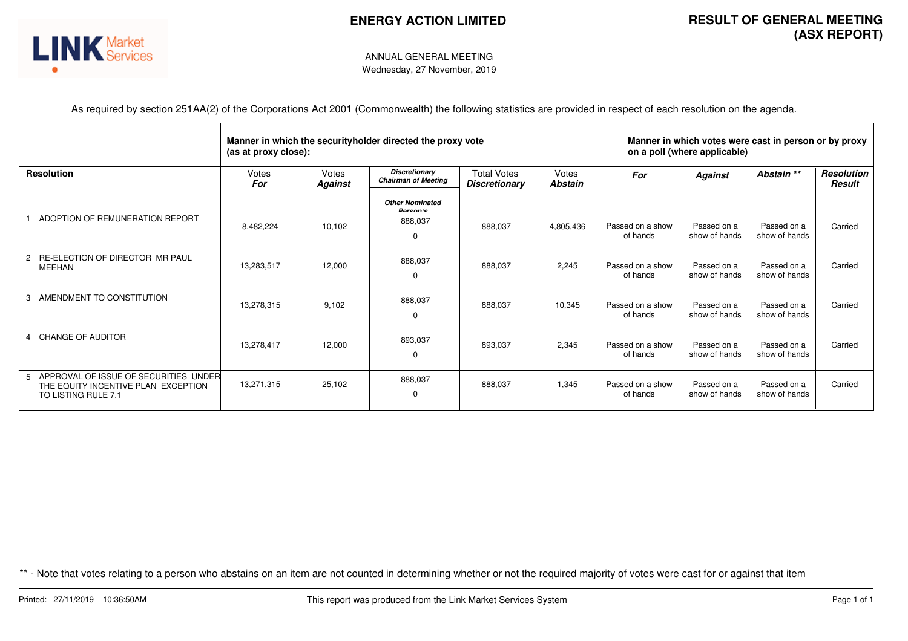# ENERGY ACTION LIMITED

## RESULT OF GENERAL MEETING (ASX REPORT)

ANNUAL GENERAL MEETING
Wednesday, 27 November, 2019

As required by section 251AA(2) of the Corporations Act 2001 (Commonwealth) the following statistics are provided in respect of each resolution on the agenda.

| Resolution | Manner in which the securityholder directed the proxy vote (as at proxy close): | | | | | Manner in which votes were cast in person or by proxy on a poll (where applicable) | | | |
|---|---|---|---|---|---|---|---|---|---|
| | Votes *For* | Votes *Against* | *Discretionary Chairman of Meeting* / *Other Nominated Person/s* | Total Votes *Discretionary* | Votes *Abstain* | *For* | *Against* | *Abstain* ** | *Resolution Result* |
| 1 ADOPTION OF REMUNERATION REPORT | 8,482,224 | 10,102 | 888,037 / 0 | 888,037 | 4,805,436 | Passed on a show of hands | Passed on a show of hands | Passed on a show of hands | Carried |
| 2 RE-ELECTION OF DIRECTOR MR PAUL MEEHAN | 13,283,517 | 12,000 | 888,037 / 0 | 888,037 | 2,245 | Passed on a show of hands | Passed on a show of hands | Passed on a show of hands | Carried |
| 3 AMENDMENT TO CONSTITUTION | 13,278,315 | 9,102 | 888,037 / 0 | 888,037 | 10,345 | Passed on a show of hands | Passed on a show of hands | Passed on a show of hands | Carried |
| 4 CHANGE OF AUDITOR | 13,278,417 | 12,000 | 893,037 / 0 | 893,037 | 2,345 | Passed on a show of hands | Passed on a show of hands | Passed on a show of hands | Carried |
| 5 APPROVAL OF ISSUE OF SECURITIES UNDER THE EQUITY INCENTIVE PLAN EXCEPTION TO LISTING RULE 7.1 | 13,271,315 | 25,102 | 888,037 / 0 | 888,037 | 1,345 | Passed on a show of hands | Passed on a show of hands | Passed on a show of hands | Carried |

** - Note that votes relating to a person who abstains on an item are not counted in determining whether or not the required majority of votes were cast for or against that item

Printed: 27/11/2019 10:36:50AM

This report was produced from the Link Market Services System